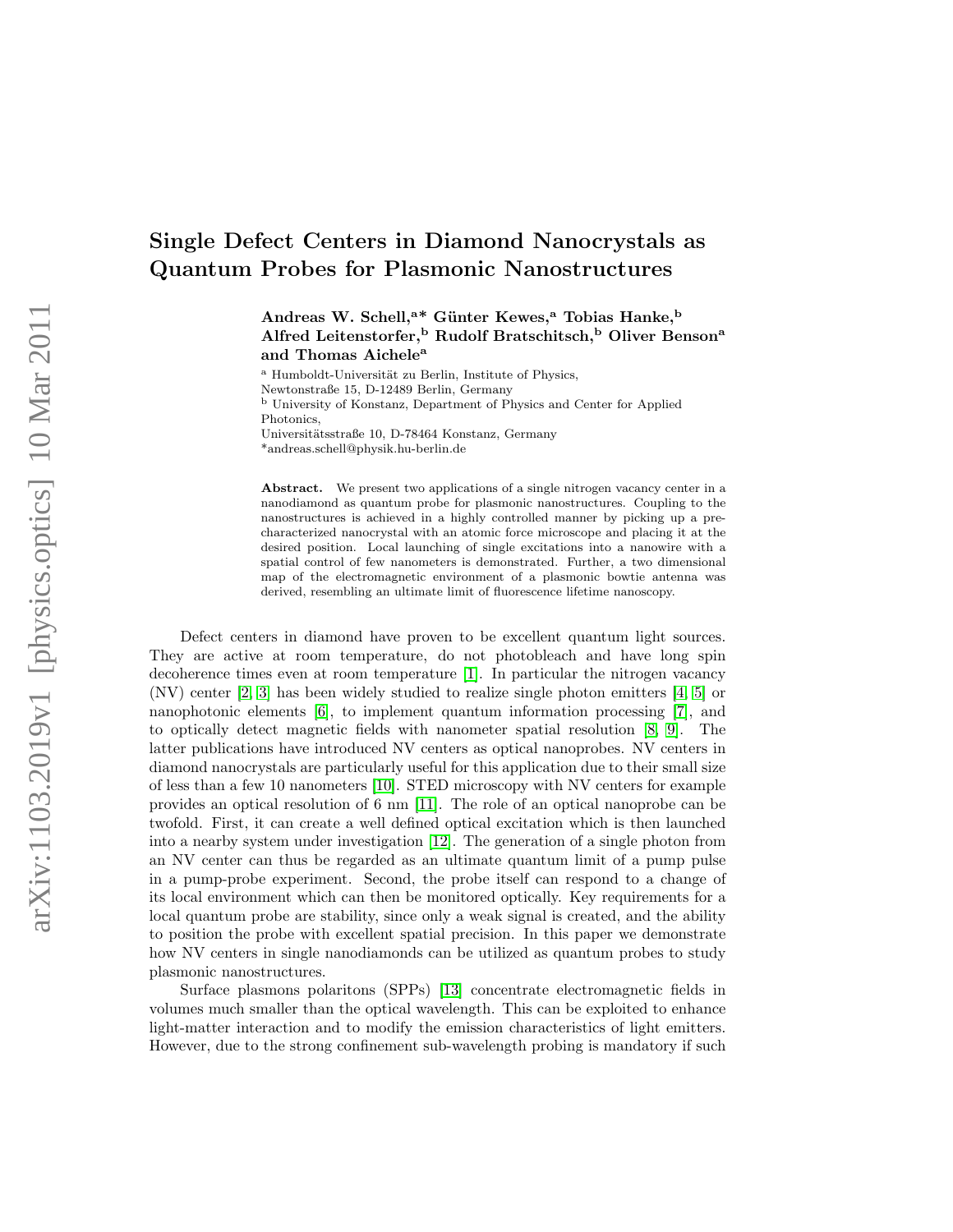# Single Defect Centers in Diamond Nanocrystals as Quantum Probes for Plasmonic Nanostructures

**Andreas W. Schell,[a]* Günter Kewes,[a] Tobias Hanke,[b] Alfred Leitenstorfer,[b] Rudolf Bratschitsch,[b] Oliver Benson[a] and Thomas Aichele[a]**

[a] Humboldt-Universität zu Berlin, Institute of Physics, Newtonstraße 15, D-12489 Berlin, Germany

[b] University of Konstanz, Department of Physics and Center for Applied Photonics, Universitätsstraße 10, D-78464 Konstanz, Germany

*andreas.schell@physik.hu-berlin.de

**Abstract.** We present two applications of a single nitrogen vacancy center in a nanodiamond as quantum probe for plasmonic nanostructures. Coupling to the nanostructures is achieved in a highly controlled manner by picking up a pre-characterized nanocrystal with an atomic force microscope and placing it at the desired position. Local launching of single excitations into a nanowire with a spatial control of few nanometers is demonstrated. Further, a two dimensional map of the electromagnetic environment of a plasmonic bowtie antenna was derived, resembling an ultimate limit of fluorescence lifetime nanoscopy.

Defect centers in diamond have proven to be excellent quantum light sources. They are active at room temperature, do not photobleach and have long spin decoherence times even at room temperature [1]. In particular the nitrogen vacancy (NV) center [2, 3] has been widely studied to realize single photon emitters [4, 5] or nanophotonic elements [6], to implement quantum information processing [7], and to optically detect magnetic fields with nanometer spatial resolution [8, 9]. The latter publications have introduced NV centers as optical nanoprobes. NV centers in diamond nanocrystals are particularly useful for this application due to their small size of less than a few 10 nanometers [10]. STED microscopy with NV centers for example provides an optical resolution of 6 nm [11]. The role of an optical nanoprobe can be twofold. First, it can create a well defined optical excitation which is then launched into a nearby system under investigation [12]. The generation of a single photon from an NV center can thus be regarded as an ultimate quantum limit of a pump pulse in a pump-probe experiment. Second, the probe itself can respond to a change of its local environment which can then be monitored optically. Key requirements for a local quantum probe are stability, since only a weak signal is created, and the ability to position the probe with excellent spatial precision. In this paper we demonstrate how NV centers in single nanodiamonds can be utilized as quantum probes to study plasmonic nanostructures.

Surface plasmons polaritons (SPPs) [13] concentrate electromagnetic fields in volumes much smaller than the optical wavelength. This can be exploited to enhance light-matter interaction and to modify the emission characteristics of light emitters. However, due to the strong confinement sub-wavelength probing is mandatory if such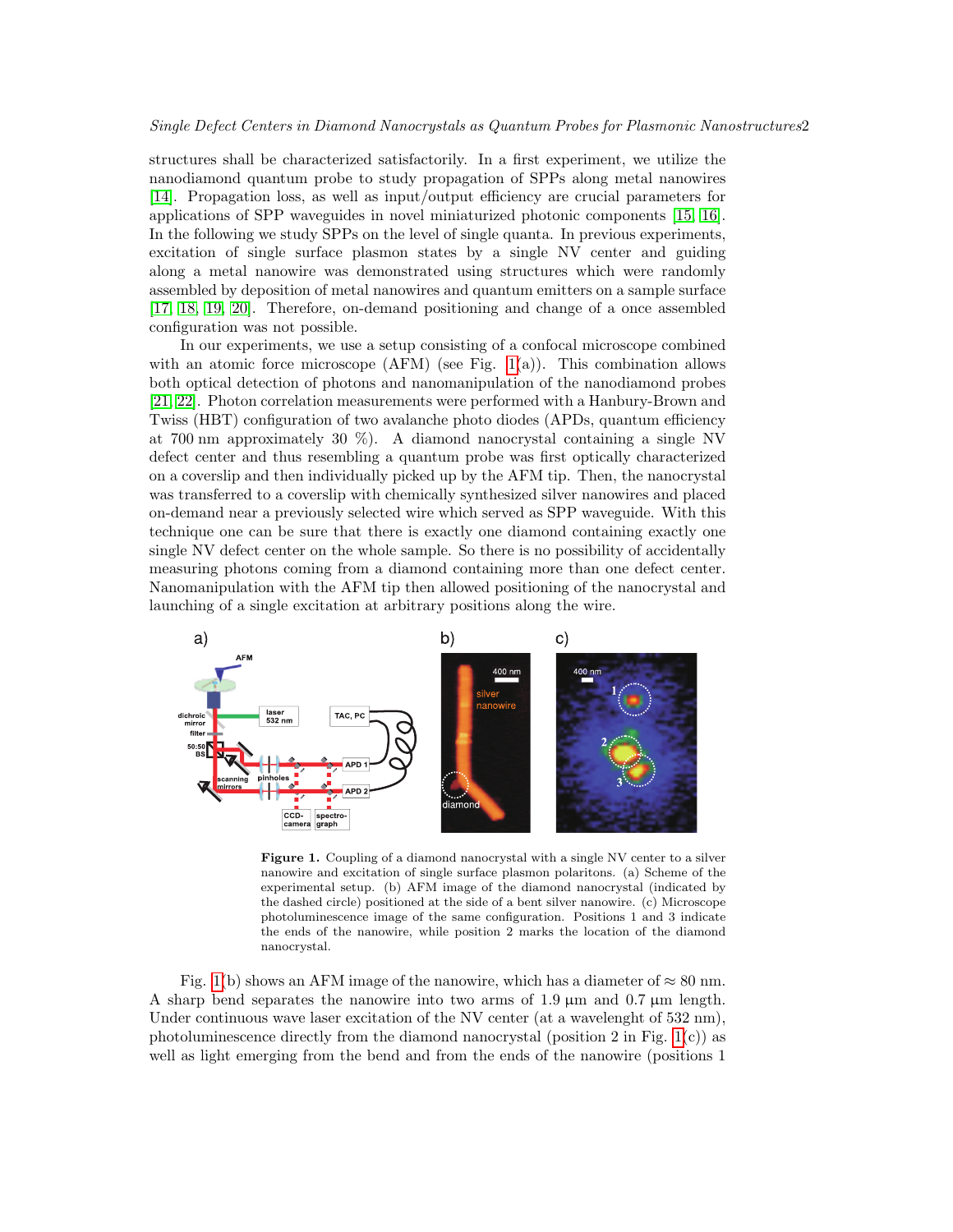structures shall be characterized satisfactorily. In a first experiment, we utilize the nanodiamond quantum probe to study propagation of SPPs along metal nanowires [14]. Propagation loss, as well as input/output efficiency are crucial parameters for applications of SPP waveguides in novel miniaturized photonic components [15, 16]. In the following we study SPPs on the level of single quanta. In previous experiments, excitation of single surface plasmon states by a single NV center and guiding along a metal nanowire was demonstrated using structures which were randomly assembled by deposition of metal nanowires and quantum emitters on a sample surface [17, 18, 19, 20]. Therefore, on-demand positioning and change of a once assembled configuration was not possible.

In our experiments, we use a setup consisting of a confocal microscope combined with an atomic force microscope (AFM) (see Fig. 1(a)). This combination allows both optical detection of photons and nanomanipulation of the nanodiamond probes [21, 22]. Photon correlation measurements were performed with a Hanbury-Brown and Twiss (HBT) configuration of two avalanche photo diodes (APDs, quantum efficiency at 700 nm approximately 30 %). A diamond nanocrystal containing a single NV defect center and thus resembling a quantum probe was first optically characterized on a coverslip and then individually picked up by the AFM tip. Then, the nanocrystal was transferred to a coverslip with chemically synthesized silver nanowires and placed on-demand near a previously selected wire which served as SPP waveguide. With this technique one can be sure that there is exactly one diamond containing exactly one single NV defect center on the whole sample. So there is no possibility of accidentally measuring photons coming from a diamond containing more than one defect center. Nanomanipulation with the AFM tip then allowed positioning of the nanocrystal and launching of a single excitation at arbitrary positions along the wire.

**Figure 1.** Coupling of a diamond nanocrystal with a single NV center to a silver nanowire and excitation of single surface plasmon polaritons. (a) Scheme of the experimental setup. (b) AFM image of the diamond nanocrystal (indicated by the dashed circle) positioned at the side of a bent silver nanowire. (c) Microscope photoluminescence image of the same configuration. Positions 1 and 3 indicate the ends of the nanowire, while position 2 marks the location of the diamond nanocrystal.

Fig. 1(b) shows an AFM image of the nanowire, which has a diameter of ≈ 80 nm. A sharp bend separates the nanowire into two arms of 1.9 μm and 0.7 μm length. Under continuous wave laser excitation of the NV center (at a wavelenght of 532 nm), photoluminescence directly from the diamond nanocrystal (position 2 in Fig. 1(c)) as well as light emerging from the bend and from the ends of the nanowire (positions 1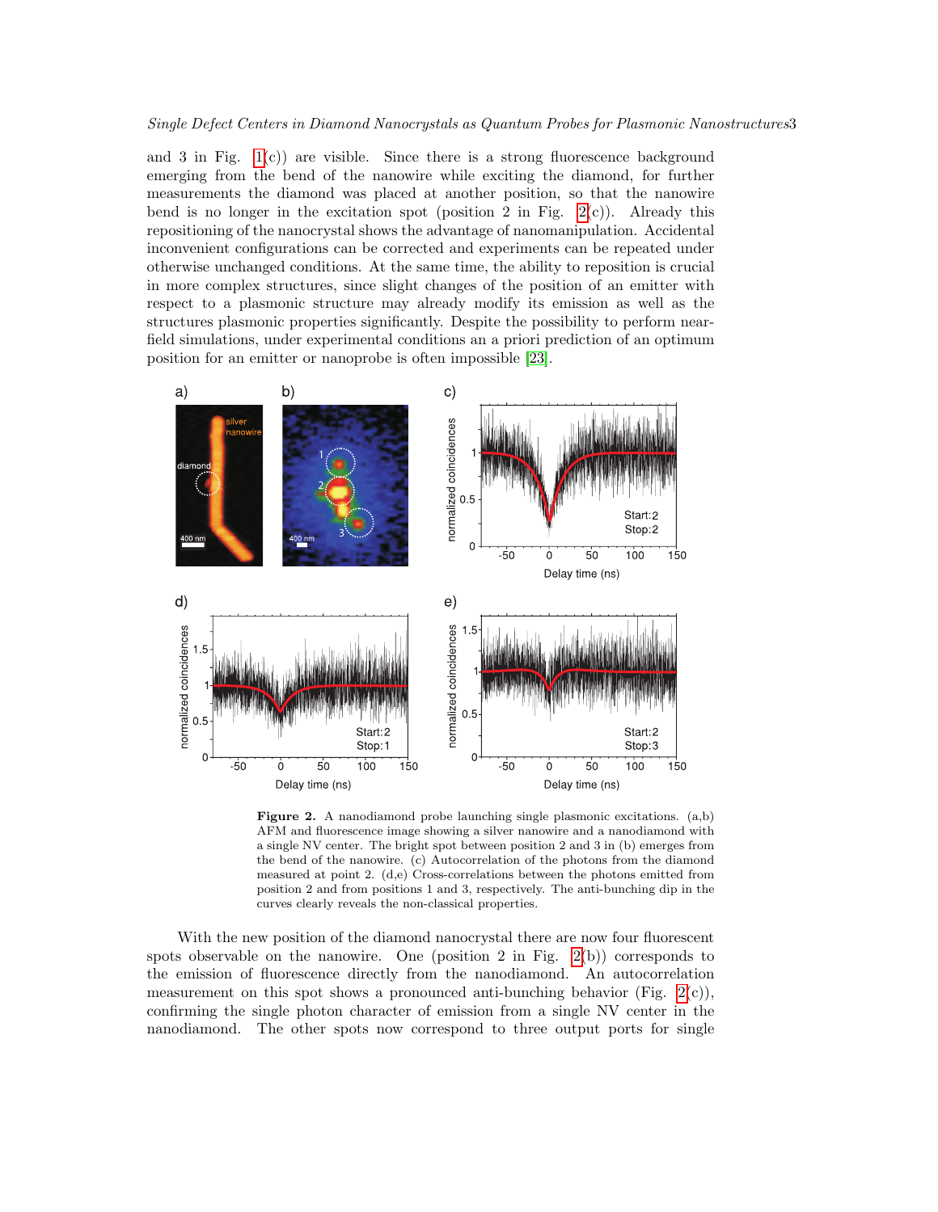and 3 in Fig. 1(c)) are visible. Since there is a strong fluorescence background emerging from the bend of the nanowire while exciting the diamond, for further measurements the diamond was placed at another position, so that the nanowire bend is no longer in the excitation spot (position 2 in Fig. 2(c)). Already this repositioning of the nanocrystal shows the advantage of nanomanipulation. Accidental inconvenient configurations can be corrected and experiments can be repeated under otherwise unchanged conditions. At the same time, the ability to reposition is crucial in more complex structures, since slight changes of the position of an emitter with respect to a plasmonic structure may already modify its emission as well as the structures plasmonic properties significantly. Despite the possibility to perform near-field simulations, under experimental conditions an a priori prediction of an optimum position for an emitter or nanoprobe is often impossible [23].

**Figure 2.** A nanodiamond probe launching single plasmonic excitations. (a,b) AFM and fluorescence image showing a silver nanowire and a nanodiamond with a single NV center. The bright spot between position 2 and 3 in (b) emerges from the bend of the nanowire. (c) Autocorrelation of the photons from the diamond measured at point 2. (d,e) Cross-correlations between the photons emitted from position 2 and from positions 1 and 3, respectively. The anti-bunching dip in the curves clearly reveals the non-classical properties.

With the new position of the diamond nanocrystal there are now four fluorescent spots observable on the nanowire. One (position 2 in Fig. 2(b)) corresponds to the emission of fluorescence directly from the nanodiamond. An autocorrelation measurement on this spot shows a pronounced anti-bunching behavior (Fig. 2(c)), confirming the single photon character of emission from a single NV center in the nanodiamond. The other spots now correspond to three output ports for single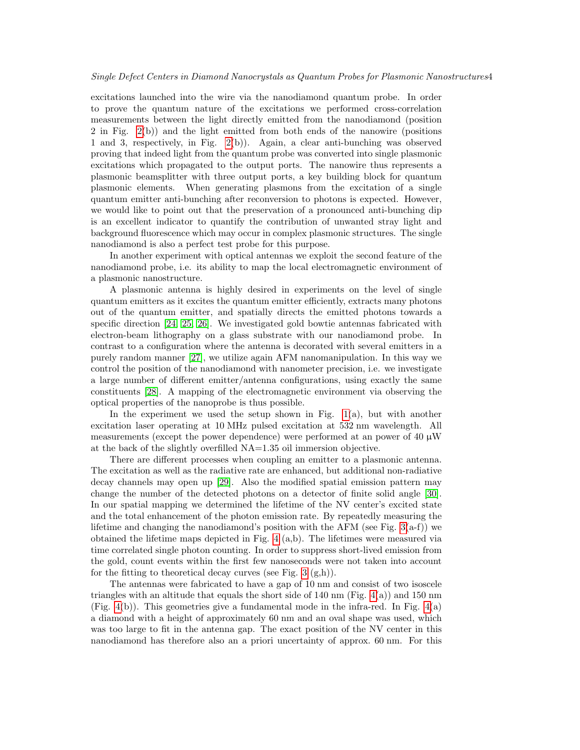excitations launched into the wire via the nanodiamond quantum probe. In order to prove the quantum nature of the excitations we performed cross-correlation measurements between the light directly emitted from the nanodiamond (position 2 in Fig. 2(b)) and the light emitted from both ends of the nanowire (positions 1 and 3, respectively, in Fig. 2(b)). Again, a clear anti-bunching was observed proving that indeed light from the quantum probe was converted into single plasmonic excitations which propagated to the output ports. The nanowire thus represents a plasmonic beamsplitter with three output ports, a key building block for quantum plasmonic elements. When generating plasmons from the excitation of a single quantum emitter anti-bunching after reconversion to photons is expected. However, we would like to point out that the preservation of a pronounced anti-bunching dip is an excellent indicator to quantify the contribution of unwanted stray light and background fluorescence which may occur in complex plasmonic structures. The single nanodiamond is also a perfect test probe for this purpose.

In another experiment with optical antennas we exploit the second feature of the nanodiamond probe, i.e. its ability to map the local electromagnetic environment of a plasmonic nanostructure.

A plasmonic antenna is highly desired in experiments on the level of single quantum emitters as it excites the quantum emitter efficiently, extracts many photons out of the quantum emitter, and spatially directs the emitted photons towards a specific direction [24, 25, 26]. We investigated gold bowtie antennas fabricated with electron-beam lithography on a glass substrate with our nanodiamond probe. In contrast to a configuration where the antenna is decorated with several emitters in a purely random manner [27], we utilize again AFM nanomanipulation. In this way we control the position of the nanodiamond with nanometer precision, i.e. we investigate a large number of different emitter/antenna configurations, using exactly the same constituents [28]. A mapping of the electromagnetic environment via observing the optical properties of the nanoprobe is thus possible.

In the experiment we used the setup shown in Fig. 1(a), but with another excitation laser operating at 10 MHz pulsed excitation at 532 nm wavelength. All measurements (except the power dependence) were performed at an power of 40 μW at the back of the slightly overfilled NA=1.35 oil immersion objective.

There are different processes when coupling an emitter to a plasmonic antenna. The excitation as well as the radiative rate are enhanced, but additional non-radiative decay channels may open up [29]. Also the modified spatial emission pattern may change the number of the detected photons on a detector of finite solid angle [30]. In our spatial mapping we determined the lifetime of the NV center's excited state and the total enhancement of the photon emission rate. By repeatedly measuring the lifetime and changing the nanodiamond's position with the AFM (see Fig. 3(a-f)) we obtained the lifetime maps depicted in Fig. 4 (a,b). The lifetimes were measured via time correlated single photon counting. In order to suppress short-lived emission from the gold, count events within the first few nanoseconds were not taken into account for the fitting to theoretical decay curves (see Fig. 3 (g,h)).

The antennas were fabricated to have a gap of 10 nm and consist of two isoscele triangles with an altitude that equals the short side of 140 nm (Fig. 4(a)) and 150 nm (Fig. 4(b)). This geometries give a fundamental mode in the infra-red. In Fig. 4(a) a diamond with a height of approximately 60 nm and an oval shape was used, which was too large to fit in the antenna gap. The exact position of the NV center in this nanodiamond has therefore also an a priori uncertainty of approx. 60 nm. For this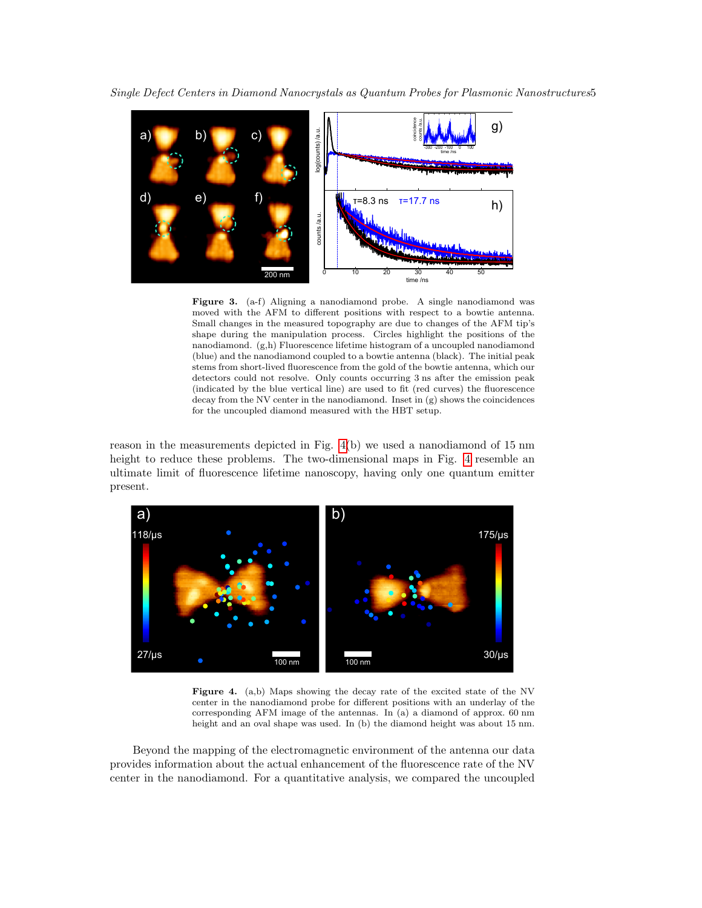**Figure 3.** (a-f) Aligning a nanodiamond probe. A single nanodiamond was moved with the AFM to different positions with respect to a bowtie antenna. Small changes in the measured topography are due to changes of the AFM tip's shape during the manipulation process. Circles highlight the positions of the nanodiamond. (g,h) Fluorescence lifetime histogram of a uncoupled nanodiamond (blue) and the nanodiamond coupled to a bowtie antenna (black). The initial peak stems from short-lived fluorescence from the gold of the bowtie antenna, which our detectors could not resolve. Only counts occurring 3 ns after the emission peak (indicated by the blue vertical line) are used to fit (red curves) the fluorescence decay from the NV center in the nanodiamond. Inset in (g) shows the coincidences for the uncoupled diamond measured with the HBT setup.

reason in the measurements depicted in Fig. 4(b) we used a nanodiamond of 15 nm height to reduce these problems. The two-dimensional maps in Fig. 4 resemble an ultimate limit of fluorescence lifetime nanoscopy, having only one quantum emitter present.

**Figure 4.** (a,b) Maps showing the decay rate of the excited state of the NV center in the nanodiamond probe for different positions with an underlay of the corresponding AFM image of the antennas. In (a) a diamond of approx. 60 nm height and an oval shape was used. In (b) the diamond height was about 15 nm.

Beyond the mapping of the electromagnetic environment of the antenna our data provides information about the actual enhancement of the fluorescence rate of the NV center in the nanodiamond. For a quantitative analysis, we compared the uncoupled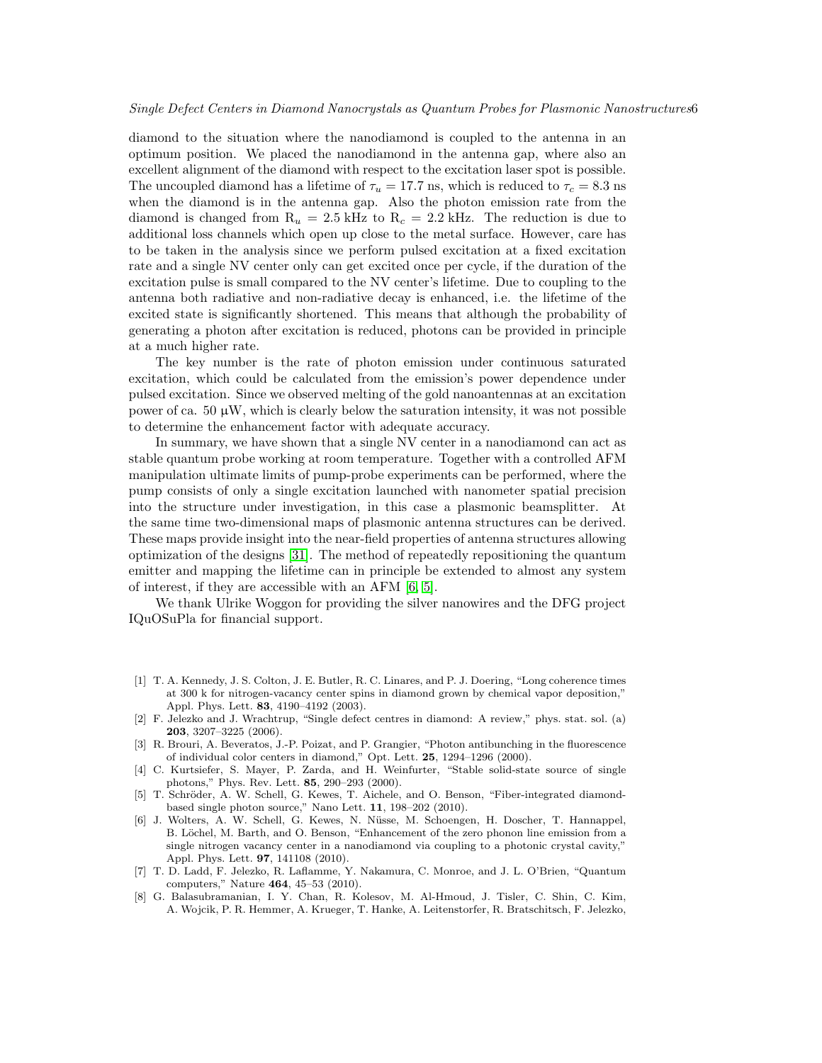diamond to the situation where the nanodiamond is coupled to the antenna in an optimum position. We placed the nanodiamond in the antenna gap, where also an excellent alignment of the diamond with respect to the excitation laser spot is possible. The uncoupled diamond has a lifetime of $\tau_u = 17.7$ ns, which is reduced to $\tau_c = 8.3$ ns when the diamond is in the antenna gap. Also the photon emission rate from the diamond is changed from $R_u = 2.5$ kHz to $R_c = 2.2$ kHz. The reduction is due to additional loss channels which open up close to the metal surface. However, care has to be taken in the analysis since we perform pulsed excitation at a fixed excitation rate and a single NV center only can get excited once per cycle, if the duration of the excitation pulse is small compared to the NV center's lifetime. Due to coupling to the antenna both radiative and non-radiative decay is enhanced, i.e. the lifetime of the excited state is significantly shortened. This means that although the probability of generating a photon after excitation is reduced, photons can be provided in principle at a much higher rate.

The key number is the rate of photon emission under continuous saturated excitation, which could be calculated from the emission's power dependence under pulsed excitation. Since we observed melting of the gold nanoantennas at an excitation power of ca. 50 μW, which is clearly below the saturation intensity, it was not possible to determine the enhancement factor with adequate accuracy.

In summary, we have shown that a single NV center in a nanodiamond can act as stable quantum probe working at room temperature. Together with a controlled AFM manipulation ultimate limits of pump-probe experiments can be performed, where the pump consists of only a single excitation launched with nanometer spatial precision into the structure under investigation, in this case a plasmonic beamsplitter. At the same time two-dimensional maps of plasmonic antenna structures can be derived. These maps provide insight into the near-field properties of antenna structures allowing optimization of the designs [31]. The method of repeatedly repositioning the quantum emitter and mapping the lifetime can in principle be extended to almost any system of interest, if they are accessible with an AFM [6, 5].

We thank Ulrike Woggon for providing the silver nanowires and the DFG project IQuOSuPla for financial support.

[1] T. A. Kennedy, J. S. Colton, J. E. Butler, R. C. Linares, and P. J. Doering, "Long coherence times at 300 k for nitrogen-vacancy center spins in diamond grown by chemical vapor deposition," Appl. Phys. Lett. **83**, 4190–4192 (2003).

[2] F. Jelezko and J. Wrachtrup, "Single defect centres in diamond: A review," phys. stat. sol. (a) **203**, 3207–3225 (2006).

[3] R. Brouri, A. Beveratos, J.-P. Poizat, and P. Grangier, "Photon antibunching in the fluorescence of individual color centers in diamond," Opt. Lett. **25**, 1294–1296 (2000).

[4] C. Kurtsiefer, S. Mayer, P. Zarda, and H. Weinfurter, "Stable solid-state source of single photons," Phys. Rev. Lett. **85**, 290–293 (2000).

[5] T. Schröder, A. W. Schell, G. Kewes, T. Aichele, and O. Benson, "Fiber-integrated diamond-based single photon source," Nano Lett. **11**, 198–202 (2010).

[6] J. Wolters, A. W. Schell, G. Kewes, N. Nüsse, M. Schoengen, H. Doscher, T. Hannappel, B. Löchel, M. Barth, and O. Benson, "Enhancement of the zero phonon line emission from a single nitrogen vacancy center in a nanodiamond via coupling to a photonic crystal cavity," Appl. Phys. Lett. **97**, 141108 (2010).

[7] T. D. Ladd, F. Jelezko, R. Laflamme, Y. Nakamura, C. Monroe, and J. L. O'Brien, "Quantum computers," Nature **464**, 45–53 (2010).

[8] G. Balasubramanian, I. Y. Chan, R. Kolesov, M. Al-Hmoud, J. Tisler, C. Shin, C. Kim, A. Wojcik, P. R. Hemmer, A. Krueger, T. Hanke, A. Leitenstorfer, R. Bratschitsch, F. Jelezko,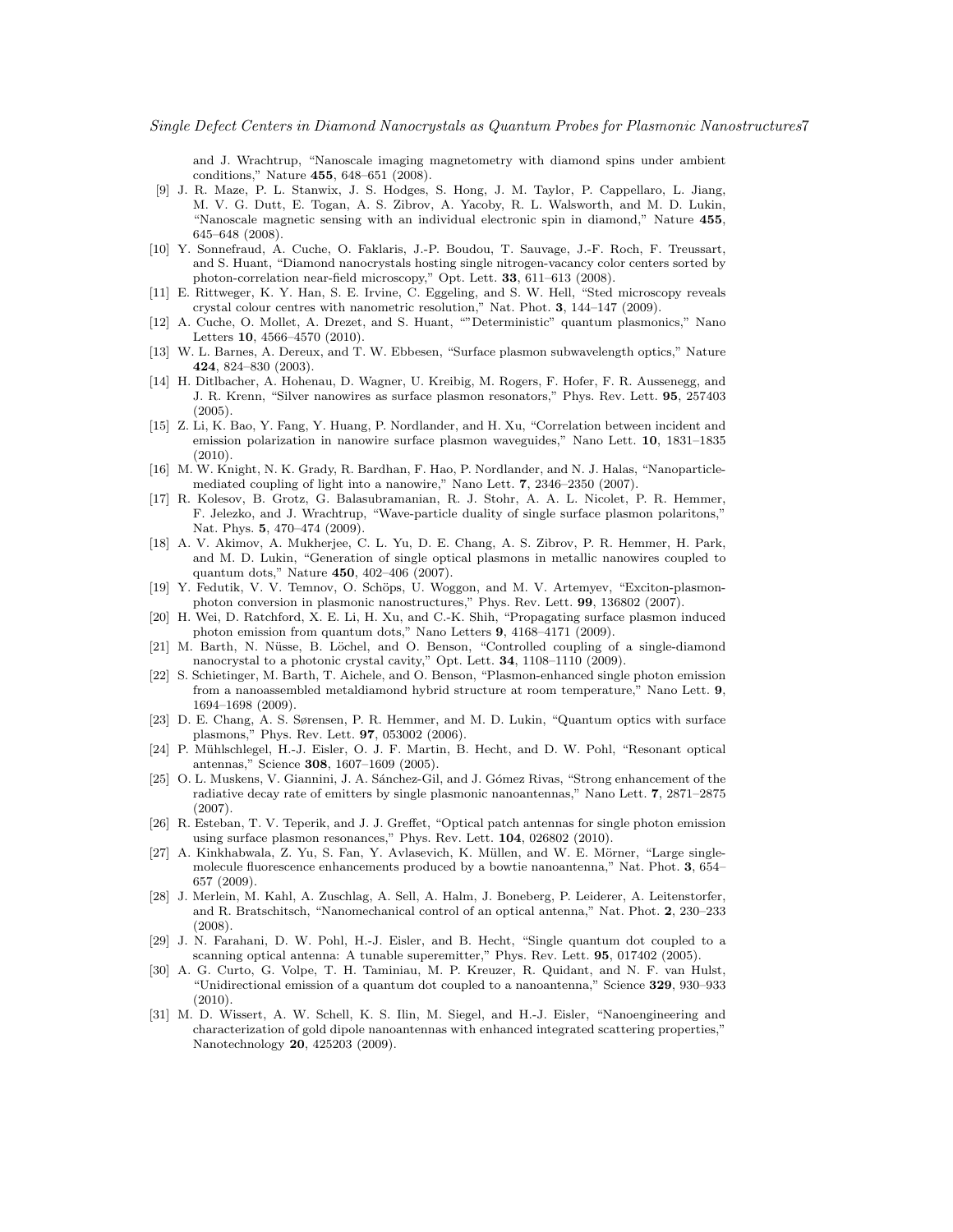and J. Wrachtrup, "Nanoscale imaging magnetometry with diamond spins under ambient conditions," Nature **455**, 648–651 (2008).

[9] J. R. Maze, P. L. Stanwix, J. S. Hodges, S. Hong, J. M. Taylor, P. Cappellaro, L. Jiang, M. V. G. Dutt, E. Togan, A. S. Zibrov, A. Yacoby, R. L. Walsworth, and M. D. Lukin, "Nanoscale magnetic sensing with an individual electronic spin in diamond," Nature **455**, 645–648 (2008).

[10] Y. Sonnefraud, A. Cuche, O. Faklaris, J.-P. Boudou, T. Sauvage, J.-F. Roch, F. Treussart, and S. Huant, "Diamond nanocrystals hosting single nitrogen-vacancy color centers sorted by photon-correlation near-field microscopy," Opt. Lett. **33**, 611–613 (2008).

[11] E. Rittweger, K. Y. Han, S. E. Irvine, C. Eggeling, and S. W. Hell, "Sted microscopy reveals crystal colour centres with nanometric resolution," Nat. Phot. **3**, 144–147 (2009).

[12] A. Cuche, O. Mollet, A. Drezet, and S. Huant, ""Deterministic" quantum plasmonics," Nano Letters **10**, 4566–4570 (2010).

[13] W. L. Barnes, A. Dereux, and T. W. Ebbesen, "Surface plasmon subwavelength optics," Nature **424**, 824–830 (2003).

[14] H. Ditlbacher, A. Hohenau, D. Wagner, U. Kreibig, M. Rogers, F. Hofer, F. R. Aussenegg, and J. R. Krenn, "Silver nanowires as surface plasmon resonators," Phys. Rev. Lett. **95**, 257403 (2005).

[15] Z. Li, K. Bao, Y. Fang, Y. Huang, P. Nordlander, and H. Xu, "Correlation between incident and emission polarization in nanowire surface plasmon waveguides," Nano Lett. **10**, 1831–1835 (2010).

[16] M. W. Knight, N. K. Grady, R. Bardhan, F. Hao, P. Nordlander, and N. J. Halas, "Nanoparticle-mediated coupling of light into a nanowire," Nano Lett. **7**, 2346–2350 (2007).

[17] R. Kolesov, B. Grotz, G. Balasubramanian, R. J. Stohr, A. A. L. Nicolet, P. R. Hemmer, F. Jelezko, and J. Wrachtrup, "Wave-particle duality of single surface plasmon polaritons," Nat. Phys. **5**, 470–474 (2009).

[18] A. V. Akimov, A. Mukherjee, C. L. Yu, D. E. Chang, A. S. Zibrov, P. R. Hemmer, H. Park, and M. D. Lukin, "Generation of single optical plasmons in metallic nanowires coupled to quantum dots," Nature **450**, 402–406 (2007).

[19] Y. Fedutik, V. V. Temnov, O. Schöps, U. Woggon, and M. V. Artemyev, "Exciton-plasmon-photon conversion in plasmonic nanostructures," Phys. Rev. Lett. **99**, 136802 (2007).

[20] H. Wei, D. Ratchford, X. E. Li, H. Xu, and C.-K. Shih, "Propagating surface plasmon induced photon emission from quantum dots," Nano Letters **9**, 4168–4171 (2009).

[21] M. Barth, N. Nüsse, B. Löchel, and O. Benson, "Controlled coupling of a single-diamond nanocrystal to a photonic crystal cavity," Opt. Lett. **34**, 1108–1110 (2009).

[22] S. Schietinger, M. Barth, T. Aichele, and O. Benson, "Plasmon-enhanced single photon emission from a nanoassembled metaldiamond hybrid structure at room temperature," Nano Lett. **9**, 1694–1698 (2009).

[23] D. E. Chang, A. S. Sørensen, P. R. Hemmer, and M. D. Lukin, "Quantum optics with surface plasmons," Phys. Rev. Lett. **97**, 053002 (2006).

[24] P. Mühlschlegel, H.-J. Eisler, O. J. F. Martin, B. Hecht, and D. W. Pohl, "Resonant optical antennas," Science **308**, 1607–1609 (2005).

[25] O. L. Muskens, V. Giannini, J. A. Sánchez-Gil, and J. Gómez Rivas, "Strong enhancement of the radiative decay rate of emitters by single plasmonic nanoantennas," Nano Lett. **7**, 2871–2875 (2007).

[26] R. Esteban, T. V. Teperik, and J. J. Greffet, "Optical patch antennas for single photon emission using surface plasmon resonances," Phys. Rev. Lett. **104**, 026802 (2010).

[27] A. Kinkhabwala, Z. Yu, S. Fan, Y. Avlasevich, K. Müllen, and W. E. Mörner, "Large single-molecule fluorescence enhancements produced by a bowtie nanoantenna," Nat. Phot. **3**, 654–657 (2009).

[28] J. Merlein, M. Kahl, A. Zuschlag, A. Sell, A. Halm, J. Boneberg, P. Leiderer, A. Leitenstorfer, and R. Bratschitsch, "Nanomechanical control of an optical antenna," Nat. Phot. **2**, 230–233 (2008).

[29] J. N. Farahani, D. W. Pohl, H.-J. Eisler, and B. Hecht, "Single quantum dot coupled to a scanning optical antenna: A tunable superemitter," Phys. Rev. Lett. **95**, 017402 (2005).

[30] A. G. Curto, G. Volpe, T. H. Taminiau, M. P. Kreuzer, R. Quidant, and N. F. van Hulst, "Unidirectional emission of a quantum dot coupled to a nanoantenna," Science **329**, 930–933 (2010).

[31] M. D. Wissert, A. W. Schell, K. S. Ilin, M. Siegel, and H.-J. Eisler, "Nanoengineering and characterization of gold dipole nanoantennas with enhanced integrated scattering properties," Nanotechnology **20**, 425203 (2009).